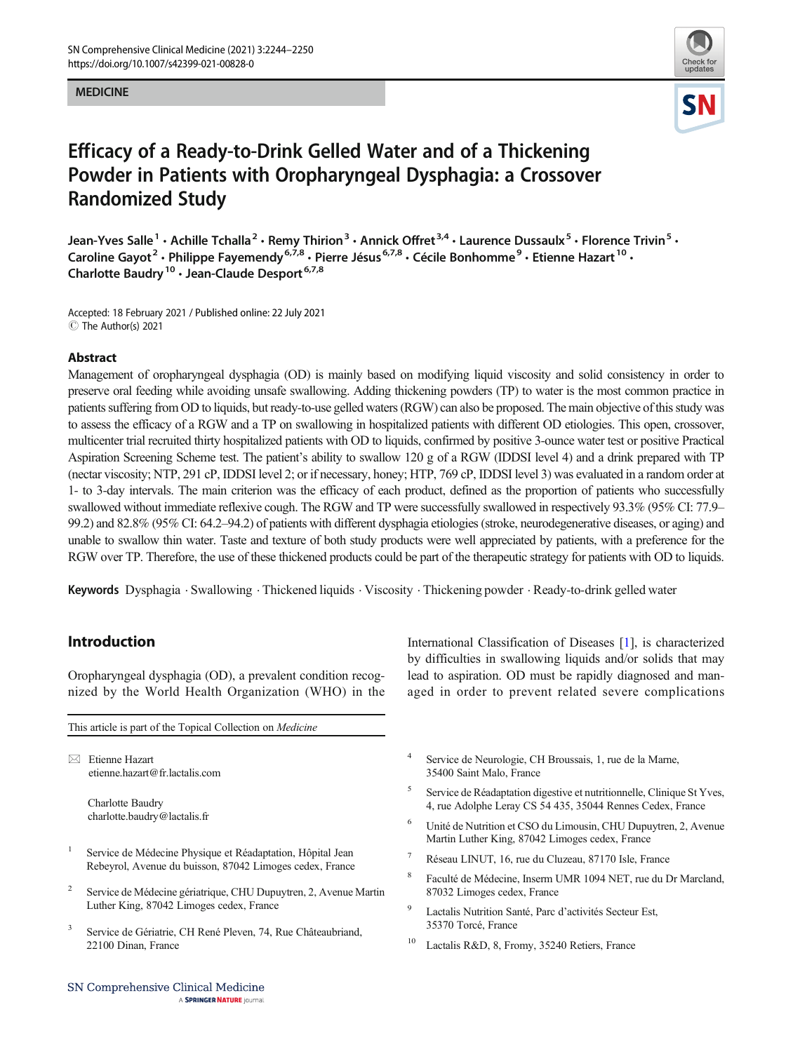MEDICINE

# Efficacy of a Ready-to-Drink Gelled Water and of a Thickening Powder in Patients with Oropharyngeal Dysphagia: a Crossover Randomized Study

**Jean-Yves Salle[1] · Achille Tchalla[2] · Remy Thirion[3] · Annick Offret[3,4] · Laurence Dussaulx[5] · Florence Trivin[5] · Caroline Gayot[2] · Philippe Fayemendy[6,7,8] · Pierre Jésus[6,7,8] · Cécile Bonhomme[9] · Etienne Hazart[10] · Charlotte Baudry[10] · Jean-Claude Desport[6,7,8]**

Accepted: 18 February 2021 / Published online: 22 July 2021
© The Author(s) 2021

## Abstract

Management of oropharyngeal dysphagia (OD) is mainly based on modifying liquid viscosity and solid consistency in order to preserve oral feeding while avoiding unsafe swallowing. Adding thickening powders (TP) to water is the most common practice in patients suffering from OD to liquids, but ready-to-use gelled waters (RGW) can also be proposed. The main objective of this study was to assess the efficacy of a RGW and a TP on swallowing in hospitalized patients with different OD etiologies. This open, crossover, multicenter trial recruited thirty hospitalized patients with OD to liquids, confirmed by positive 3-ounce water test or positive Practical Aspiration Screening Scheme test. The patient's ability to swallow 120 g of a RGW (IDDSI level 4) and a drink prepared with TP (nectar viscosity; NTP, 291 cP, IDDSI level 2; or if necessary, honey; HTP, 769 cP, IDDSI level 3) was evaluated in a random order at 1- to 3-day intervals. The main criterion was the efficacy of each product, defined as the proportion of patients who successfully swallowed without immediate reflexive cough. The RGW and TP were successfully swallowed in respectively 93.3% (95% CI: 77.9–99.2) and 82.8% (95% CI: 64.2–94.2) of patients with different dysphagia etiologies (stroke, neurodegenerative diseases, or aging) and unable to swallow thin water. Taste and texture of both study products were well appreciated by patients, with a preference for the RGW over TP. Therefore, the use of these thickened products could be part of the therapeutic strategy for patients with OD to liquids.

**Keywords** Dysphagia · Swallowing · Thickened liquids · Viscosity · Thickening powder · Ready-to-drink gelled water

## Introduction

Oropharyngeal dysphagia (OD), a prevalent condition recognized by the World Health Organization (WHO) in the International Classification of Diseases [1], is characterized by difficulties in swallowing liquids and/or solids that may lead to aspiration. OD must be rapidly diagnosed and managed in order to prevent related severe complications

This article is part of the Topical Collection on *Medicine*

✉ Etienne Hazart
etienne.hazart@fr.lactalis.com

Charlotte Baudry
charlotte.baudry@lactalis.fr

1 Service de Médecine Physique et Réadaptation, Hôpital Jean Rebeyrol, Avenue du buisson, 87042 Limoges cedex, France

2 Service de Médecine gériatrique, CHU Dupuytren, 2, Avenue Martin Luther King, 87042 Limoges cedex, France

3 Service de Gériatrie, CH René Pleven, 74, Rue Châteaubriand, 22100 Dinan, France

4 Service de Neurologie, CH Broussais, 1, rue de la Marne, 35400 Saint Malo, France

5 Service de Réadaptation digestive et nutritionnelle, Clinique St Yves, 4, rue Adolphe Leray CS 54 435, 35044 Rennes Cedex, France

6 Unité de Nutrition et CSO du Limousin, CHU Dupuytren, 2, Avenue Martin Luther King, 87042 Limoges cedex, France

7 Réseau LINUT, 16, rue du Cluzeau, 87170 Isle, France

8 Faculté de Médecine, Inserm UMR 1094 NET, rue du Dr Marcland, 87032 Limoges cedex, France

9 Lactalis Nutrition Santé, Parc d'activités Secteur Est, 35370 Torcé, France

10 Lactalis R&D, 8, Fromy, 35240 Retiers, France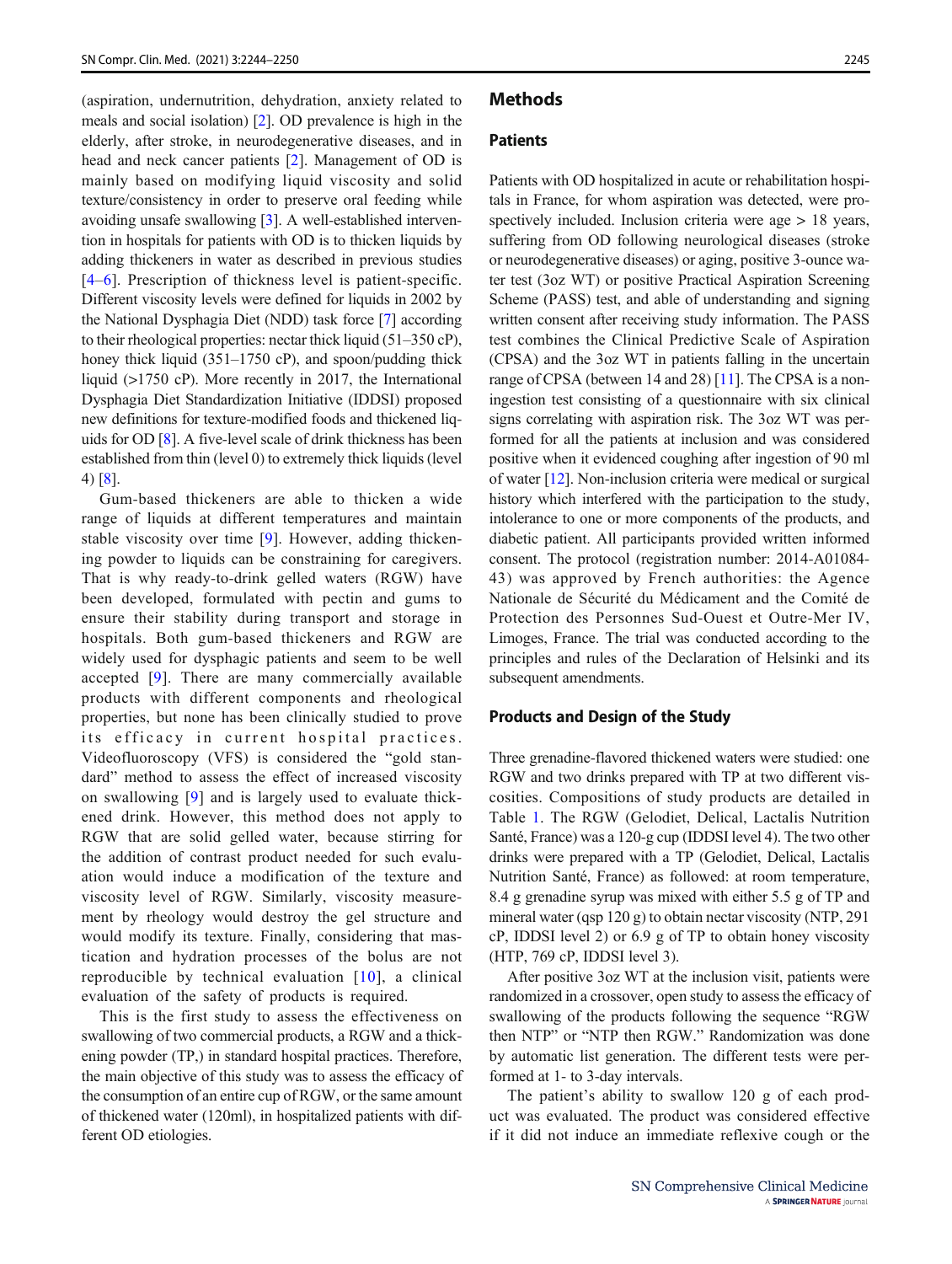(aspiration, undernutrition, dehydration, anxiety related to meals and social isolation) [2]. OD prevalence is high in the elderly, after stroke, in neurodegenerative diseases, and in head and neck cancer patients [2]. Management of OD is mainly based on modifying liquid viscosity and solid texture/consistency in order to preserve oral feeding while avoiding unsafe swallowing [3]. A well-established intervention in hospitals for patients with OD is to thicken liquids by adding thickeners in water as described in previous studies [4–6]. Prescription of thickness level is patient-specific. Different viscosity levels were defined for liquids in 2002 by the National Dysphagia Diet (NDD) task force [7] according to their rheological properties: nectar thick liquid (51–350 cP), honey thick liquid (351–1750 cP), and spoon/pudding thick liquid (>1750 cP). More recently in 2017, the International Dysphagia Diet Standardization Initiative (IDDSI) proposed new definitions for texture-modified foods and thickened liquids for OD [8]. A five-level scale of drink thickness has been established from thin (level 0) to extremely thick liquids (level 4) [8].

Gum-based thickeners are able to thicken a wide range of liquids at different temperatures and maintain stable viscosity over time [9]. However, adding thickening powder to liquids can be constraining for caregivers. That is why ready-to-drink gelled waters (RGW) have been developed, formulated with pectin and gums to ensure their stability during transport and storage in hospitals. Both gum-based thickeners and RGW are widely used for dysphagic patients and seem to be well accepted [9]. There are many commercially available products with different components and rheological properties, but none has been clinically studied to prove its efficacy in current hospital practices. Videofluoroscopy (VFS) is considered the "gold standard" method to assess the effect of increased viscosity on swallowing [9] and is largely used to evaluate thickened drink. However, this method does not apply to RGW that are solid gelled water, because stirring for the addition of contrast product needed for such evaluation would induce a modification of the texture and viscosity level of RGW. Similarly, viscosity measurement by rheology would destroy the gel structure and would modify its texture. Finally, considering that mastication and hydration processes of the bolus are not reproducible by technical evaluation [10], a clinical evaluation of the safety of products is required.

This is the first study to assess the effectiveness on swallowing of two commercial products, a RGW and a thickening powder (TP,) in standard hospital practices. Therefore, the main objective of this study was to assess the efficacy of the consumption of an entire cup of RGW, or the same amount of thickened water (120ml), in hospitalized patients with different OD etiologies.

## Methods

### Patients

Patients with OD hospitalized in acute or rehabilitation hospitals in France, for whom aspiration was detected, were prospectively included. Inclusion criteria were age > 18 years, suffering from OD following neurological diseases (stroke or neurodegenerative diseases) or aging, positive 3-ounce water test (3oz WT) or positive Practical Aspiration Screening Scheme (PASS) test, and able of understanding and signing written consent after receiving study information. The PASS test combines the Clinical Predictive Scale of Aspiration (CPSA) and the 3oz WT in patients falling in the uncertain range of CPSA (between 14 and 28) [11]. The CPSA is a non-ingestion test consisting of a questionnaire with six clinical signs correlating with aspiration risk. The 3oz WT was performed for all the patients at inclusion and was considered positive when it evidenced coughing after ingestion of 90 ml of water [12]. Non-inclusion criteria were medical or surgical history which interfered with the participation to the study, intolerance to one or more components of the products, and diabetic patient. All participants provided written informed consent. The protocol (registration number: 2014-A01084-43) was approved by French authorities: the Agence Nationale de Sécurité du Médicament and the Comité de Protection des Personnes Sud-Ouest et Outre-Mer IV, Limoges, France. The trial was conducted according to the principles and rules of the Declaration of Helsinki and its subsequent amendments.

### Products and Design of the Study

Three grenadine-flavored thickened waters were studied: one RGW and two drinks prepared with TP at two different viscosities. Compositions of study products are detailed in Table 1. The RGW (Gelodiet, Delical, Lactalis Nutrition Santé, France) was a 120-g cup (IDDSI level 4). The two other drinks were prepared with a TP (Gelodiet, Delical, Lactalis Nutrition Santé, France) as followed: at room temperature, 8.4 g grenadine syrup was mixed with either 5.5 g of TP and mineral water (qsp 120 g) to obtain nectar viscosity (NTP, 291 cP, IDDSI level 2) or 6.9 g of TP to obtain honey viscosity (HTP, 769 cP, IDDSI level 3).

After positive 3oz WT at the inclusion visit, patients were randomized in a crossover, open study to assess the efficacy of swallowing of the products following the sequence "RGW then NTP" or "NTP then RGW." Randomization was done by automatic list generation. The different tests were performed at 1- to 3-day intervals.

The patient's ability to swallow 120 g of each product was evaluated. The product was considered effective if it did not induce an immediate reflexive cough or the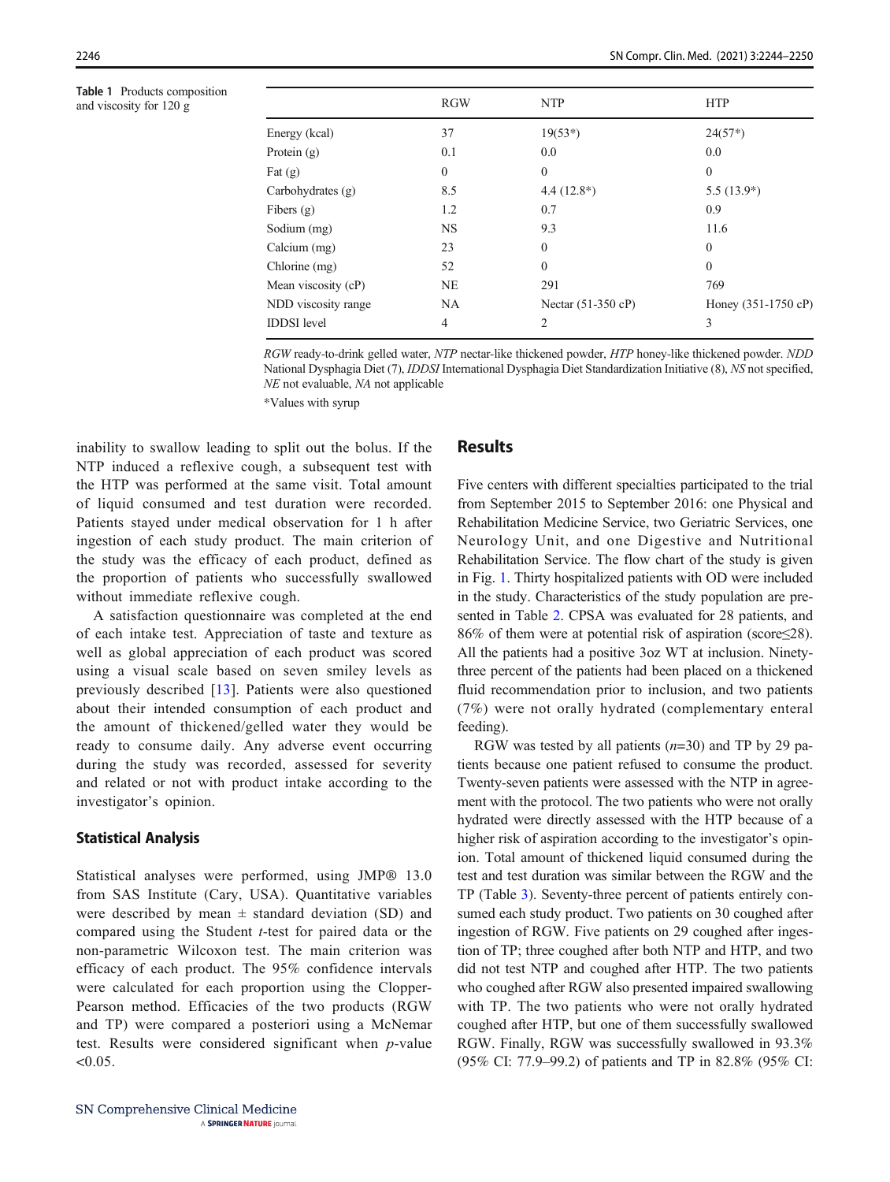**Table 1** Products composition and viscosity for 120 g

| | RGW | NTP | HTP |
|---|---|---|---|
| Energy (kcal) | 37 | 19(53*) | 24(57*) |
| Protein (g) | 0.1 | 0.0 | 0.0 |
| Fat (g) | 0 | 0 | 0 |
| Carbohydrates (g) | 8.5 | 4.4 (12.8*) | 5.5 (13.9*) |
| Fibers (g) | 1.2 | 0.7 | 0.9 |
| Sodium (mg) | NS | 9.3 | 11.6 |
| Calcium (mg) | 23 | 0 | 0 |
| Chlorine (mg) | 52 | 0 | 0 |
| Mean viscosity (cP) | NE | 291 | 769 |
| NDD viscosity range | NA | Nectar (51-350 cP) | Honey (351-1750 cP) |
| IDDSI level | 4 | 2 | 3 |

*RGW* ready-to-drink gelled water, *NTP* nectar-like thickened powder, *HTP* honey-like thickened powder. *NDD* National Dysphagia Diet (7), *IDDSI* International Dysphagia Diet Standardization Initiative (8), *NS* not specified, *NE* not evaluable, *NA* not applicable

*Values with syrup

inability to swallow leading to split out the bolus. If the NTP induced a reflexive cough, a subsequent test with the HTP was performed at the same visit. Total amount of liquid consumed and test duration were recorded. Patients stayed under medical observation for 1 h after ingestion of each study product. The main criterion of the study was the efficacy of each product, defined as the proportion of patients who successfully swallowed without immediate reflexive cough.

A satisfaction questionnaire was completed at the end of each intake test. Appreciation of taste and texture as well as global appreciation of each product was scored using a visual scale based on seven smiley levels as previously described [13]. Patients were also questioned about their intended consumption of each product and the amount of thickened/gelled water they would be ready to consume daily. Any adverse event occurring during the study was recorded, assessed for severity and related or not with product intake according to the investigator's opinion.

### Statistical Analysis

Statistical analyses were performed, using JMP® 13.0 from SAS Institute (Cary, USA). Quantitative variables were described by mean ± standard deviation (SD) and compared using the Student *t*-test for paired data or the non-parametric Wilcoxon test. The main criterion was efficacy of each product. The 95% confidence intervals were calculated for each proportion using the Clopper-Pearson method. Efficacies of the two products (RGW and TP) were compared a posteriori using a McNemar test. Results were considered significant when *p*-value <0.05.

## Results

Five centers with different specialties participated to the trial from September 2015 to September 2016: one Physical and Rehabilitation Medicine Service, two Geriatric Services, one Neurology Unit, and one Digestive and Nutritional Rehabilitation Service. The flow chart of the study is given in Fig. 1. Thirty hospitalized patients with OD were included in the study. Characteristics of the study population are presented in Table 2. CPSA was evaluated for 28 patients, and 86% of them were at potential risk of aspiration (score≤28). All the patients had a positive 3oz WT at inclusion. Ninety-three percent of the patients had been placed on a thickened fluid recommendation prior to inclusion, and two patients (7%) were not orally hydrated (complementary enteral feeding).

RGW was tested by all patients ($n$=30) and TP by 29 patients because one patient refused to consume the product. Twenty-seven patients were assessed with the NTP in agreement with the protocol. The two patients who were not orally hydrated were directly assessed with the HTP because of a higher risk of aspiration according to the investigator's opinion. Total amount of thickened liquid consumed during the test and test duration was similar between the RGW and the TP (Table 3). Seventy-three percent of patients entirely consumed each study product. Two patients on 30 coughed after ingestion of RGW. Five patients on 29 coughed after ingestion of TP; three coughed after both NTP and HTP, and two did not test NTP and coughed after HTP. The two patients who coughed after RGW also presented impaired swallowing with TP. The two patients who were not orally hydrated coughed after HTP, but one of them successfully swallowed RGW. Finally, RGW was successfully swallowed in 93.3% (95% CI: 77.9–99.2) of patients and TP in 82.8% (95% CI: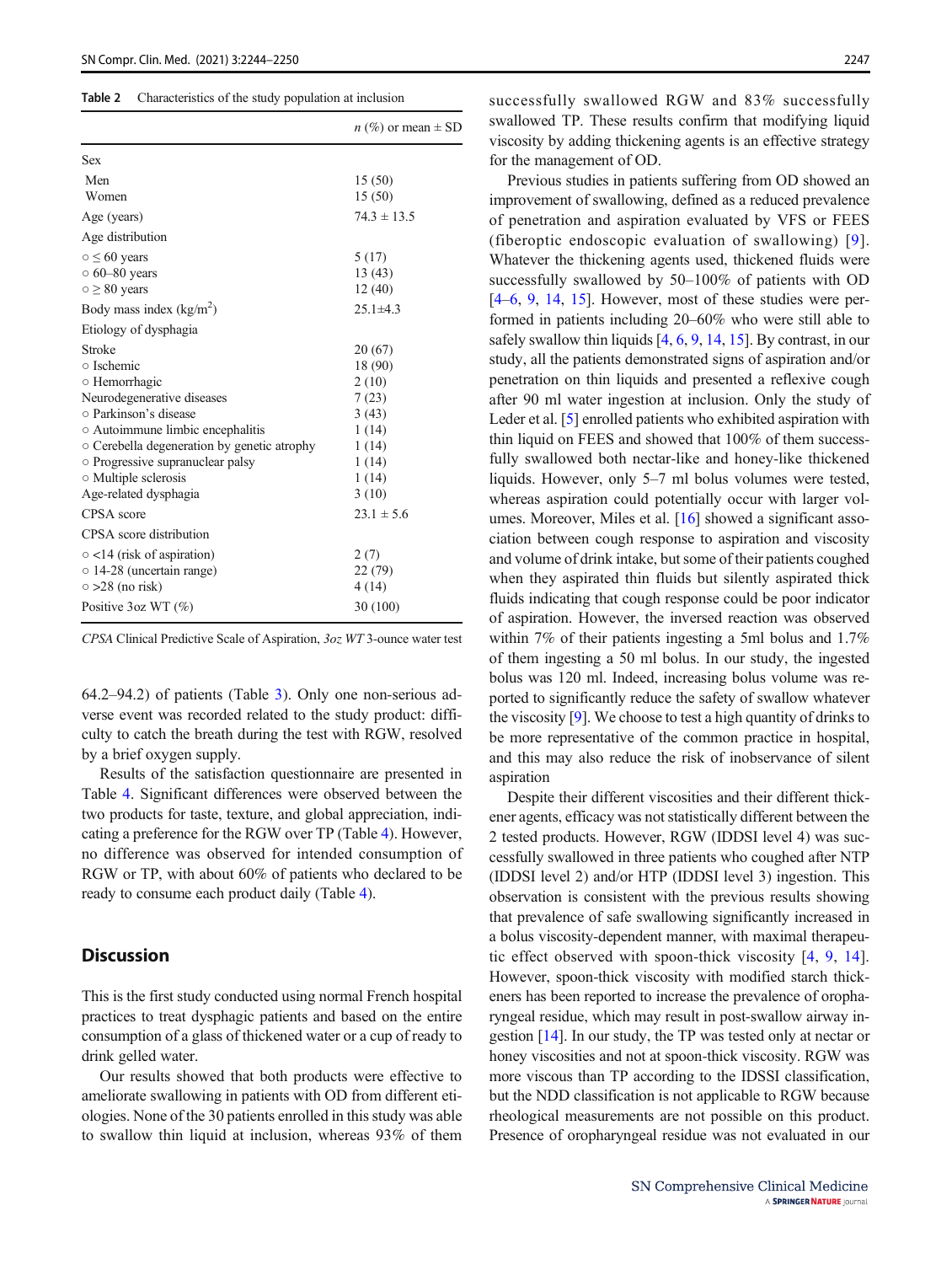**Table 2** Characteristics of the study population at inclusion

| | n (%) or mean ± SD |
|---|---|
| Sex | |
| Men | 15 (50) |
| Women | 15 (50) |
| Age (years) | 74.3 ± 13.5 |
| Age distribution | |
| ○ ≤ 60 years | 5 (17) |
| ○ 60–80 years | 13 (43) |
| ○ ≥ 80 years | 12 (40) |
| Body mass index (kg/m$^2$) | 25.1±4.3 |
| Etiology of dysphagia | |
| Stroke | 20 (67) |
| ○ Ischemic | 18 (90) |
| ○ Hemorrhagic | 2 (10) |
| Neurodegenerative diseases | 7 (23) |
| ○ Parkinson's disease | 3 (43) |
| ○ Autoimmune limbic encephalitis | 1 (14) |
| ○ Cerebella degeneration by genetic atrophy | 1 (14) |
| ○ Progressive supranuclear palsy | 1 (14) |
| ○ Multiple sclerosis | 1 (14) |
| Age-related dysphagia | 3 (10) |
| CPSA score | 23.1 ± 5.6 |
| CPSA score distribution | |
| ○ <14 (risk of aspiration) | 2 (7) |
| ○ 14-28 (uncertain range) | 22 (79) |
| ○ >28 (no risk) | 4 (14) |
| Positive 3oz WT (%) | 30 (100) |

*CPSA* Clinical Predictive Scale of Aspiration, *3oz WT* 3-ounce water test

64.2–94.2) of patients (Table 3). Only one non-serious adverse event was recorded related to the study product: difficulty to catch the breath during the test with RGW, resolved by a brief oxygen supply.

Results of the satisfaction questionnaire are presented in Table 4. Significant differences were observed between the two products for taste, texture, and global appreciation, indicating a preference for the RGW over TP (Table 4). However, no difference was observed for intended consumption of RGW or TP, with about 60% of patients who declared to be ready to consume each product daily (Table 4).

## Discussion

This is the first study conducted using normal French hospital practices to treat dysphagic patients and based on the entire consumption of a glass of thickened water or a cup of ready to drink gelled water.

Our results showed that both products were effective to ameliorate swallowing in patients with OD from different etiologies. None of the 30 patients enrolled in this study was able to swallow thin liquid at inclusion, whereas 93% of them successfully swallowed RGW and 83% successfully swallowed TP. These results confirm that modifying liquid viscosity by adding thickening agents is an effective strategy for the management of OD.

Previous studies in patients suffering from OD showed an improvement of swallowing, defined as a reduced prevalence of penetration and aspiration evaluated by VFS or FEES (fiberoptic endoscopic evaluation of swallowing) [9]. Whatever the thickening agents used, thickened fluids were successfully swallowed by 50–100% of patients with OD [4–6, 9, 14, 15]. However, most of these studies were performed in patients including 20–60% who were still able to safely swallow thin liquids [4, 6, 9, 14, 15]. By contrast, in our study, all the patients demonstrated signs of aspiration and/or penetration on thin liquids and presented a reflexive cough after 90 ml water ingestion at inclusion. Only the study of Leder et al. [5] enrolled patients who exhibited aspiration with thin liquid on FEES and showed that 100% of them successfully swallowed both nectar-like and honey-like thickened liquids. However, only 5–7 ml bolus volumes were tested, whereas aspiration could potentially occur with larger volumes. Moreover, Miles et al. [16] showed a significant association between cough response to aspiration and viscosity and volume of drink intake, but some of their patients coughed when they aspirated thin fluids but silently aspirated thick fluids indicating that cough response could be poor indicator of aspiration. However, the inversed reaction was observed within 7% of their patients ingesting a 5ml bolus and 1.7% of them ingesting a 50 ml bolus. In our study, the ingested bolus was 120 ml. Indeed, increasing bolus volume was reported to significantly reduce the safety of swallow whatever the viscosity [9]. We choose to test a high quantity of drinks to be more representative of the common practice in hospital, and this may also reduce the risk of inobservance of silent aspiration

Despite their different viscosities and their different thickener agents, efficacy was not statistically different between the 2 tested products. However, RGW (IDDSI level 4) was successfully swallowed in three patients who coughed after NTP (IDDSI level 2) and/or HTP (IDDSI level 3) ingestion. This observation is consistent with the previous results showing that prevalence of safe swallowing significantly increased in a bolus viscosity-dependent manner, with maximal therapeutic effect observed with spoon-thick viscosity [4, 9, 14]. However, spoon-thick viscosity with modified starch thickeners has been reported to increase the prevalence of oropharyngeal residue, which may result in post-swallow airway ingestion [14]. In our study, the TP was tested only at nectar or honey viscosities and not at spoon-thick viscosity. RGW was more viscous than TP according to the IDSSI classification, but the NDD classification is not applicable to RGW because rheological measurements are not possible on this product. Presence of oropharyngeal residue was not evaluated in our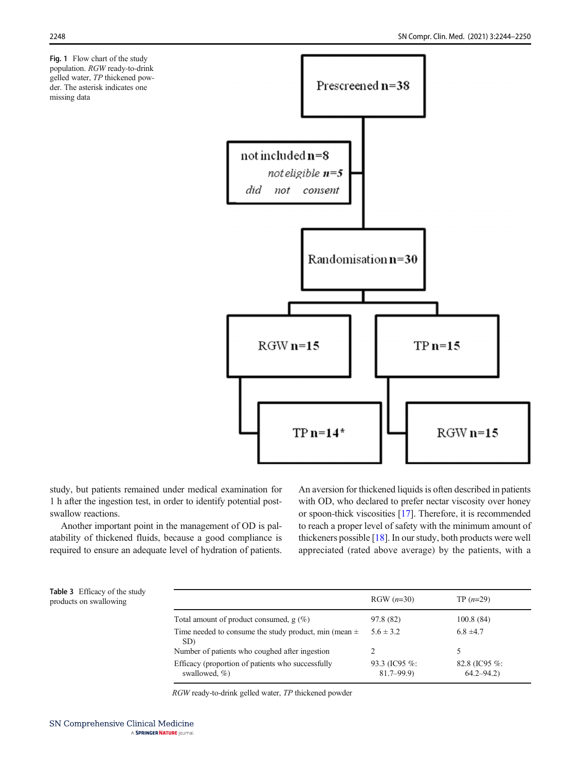**Fig. 1** Flow chart of the study population. *RGW* ready-to-drink gelled water, *TP* thickened powder. The asterisk indicates one missing data

Prescreened **n=38**

not included **n=8**
*not eligible* ***n=5***
*did not consent*

Randomisation **n=30**

RGW **n=15** → TP **n=14***

TP **n=15** → RGW **n=15**

study, but patients remained under medical examination for 1 h after the ingestion test, in order to identify potential post-swallow reactions.

Another important point in the management of OD is palatability of thickened fluids, because a good compliance is required to ensure an adequate level of hydration of patients. An aversion for thickened liquids is often described in patients with OD, who declared to prefer nectar viscosity over honey or spoon-thick viscosities [17]. Therefore, it is recommended to reach a proper level of safety with the minimum amount of thickeners possible [18]. In our study, both products were well appreciated (rated above average) by the patients, with a

**Table 3** Efficacy of the study products on swallowing

| | RGW (*n*=30) | TP (*n*=29) |
|---|---|---|
| Total amount of product consumed, g (%) | 97.8 (82) | 100.8 (84) |
| Time needed to consume the study product, min (mean ± SD) | 5.6 ± 3.2 | 6.8 ±4.7 |
| Number of patients who coughed after ingestion | 2 | 5 |
| Efficacy (proportion of patients who successfully swallowed, %) | 93.3 (IC95 %: 81.7–99.9) | 82.8 (IC95 %: 64.2–94.2) |

*RGW* ready-to-drink gelled water, *TP* thickened powder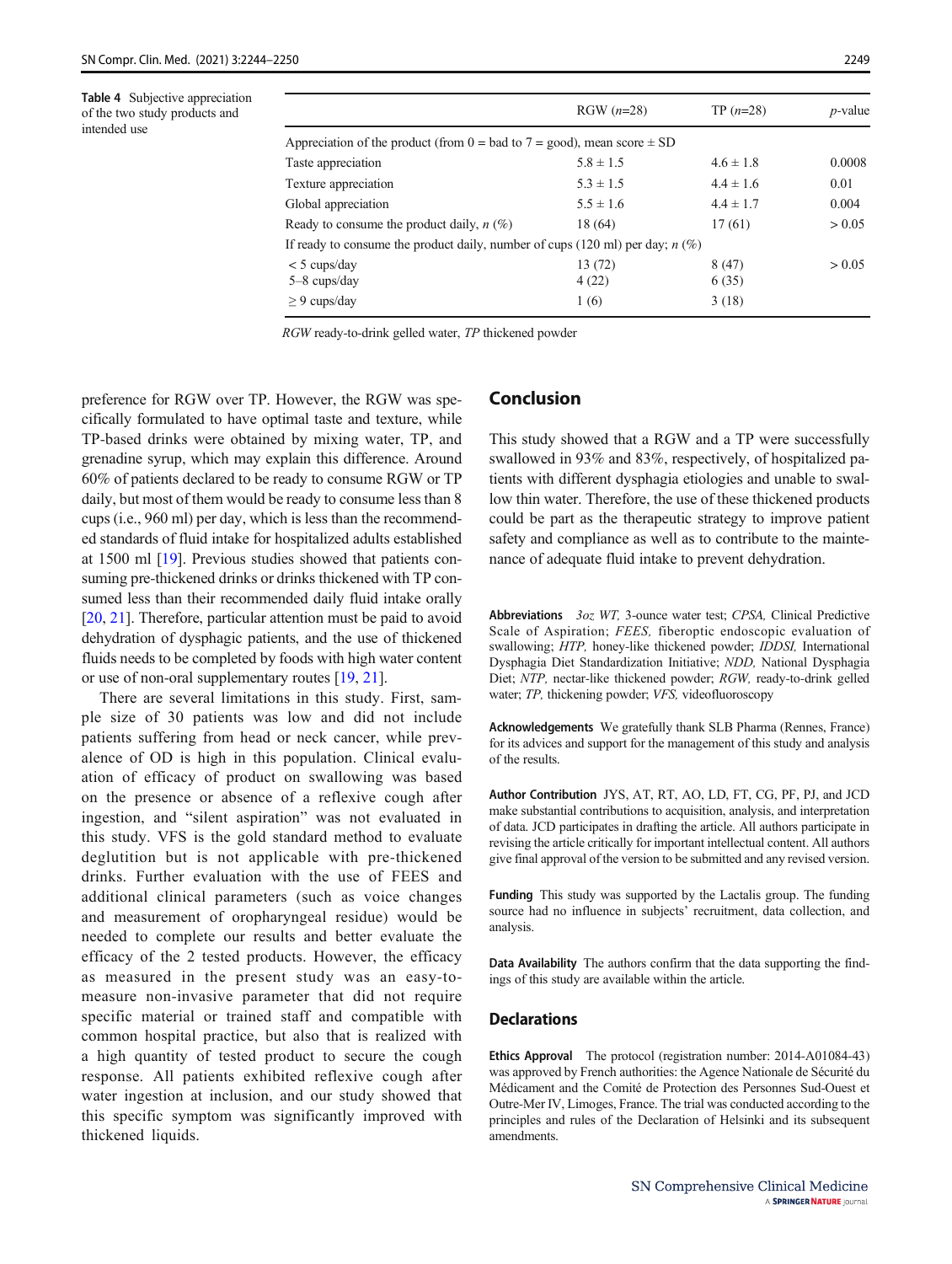**Table 4** Subjective appreciation of the two study products and intended use

| | RGW (*n*=28) | TP (*n*=28) | *p*-value |
|---|---|---|---|
| Appreciation of the product (from 0 = bad to 7 = good), mean score ± SD | | | |
| Taste appreciation | 5.8 ± 1.5 | 4.6 ± 1.8 | 0.0008 |
| Texture appreciation | 5.3 ± 1.5 | 4.4 ± 1.6 | 0.01 |
| Global appreciation | 5.5 ± 1.6 | 4.4 ± 1.7 | 0.004 |
| Ready to consume the product daily, *n* (%) | 18 (64) | 17 (61) | > 0.05 |
| If ready to consume the product daily, number of cups (120 ml) per day; *n* (%) | | | |
| < 5 cups/day | 13 (72) | 8 (47) | > 0.05 |
| 5–8 cups/day | 4 (22) | 6 (35) | |
| ≥ 9 cups/day | 1 (6) | 3 (18) | |

*RGW* ready-to-drink gelled water, *TP* thickened powder

preference for RGW over TP. However, the RGW was specifically formulated to have optimal taste and texture, while TP-based drinks were obtained by mixing water, TP, and grenadine syrup, which may explain this difference. Around 60% of patients declared to be ready to consume RGW or TP daily, but most of them would be ready to consume less than 8 cups (i.e., 960 ml) per day, which is less than the recommended standards of fluid intake for hospitalized adults established at 1500 ml [19]. Previous studies showed that patients consuming pre-thickened drinks or drinks thickened with TP consumed less than their recommended daily fluid intake orally [20, 21]. Therefore, particular attention must be paid to avoid dehydration of dysphagic patients, and the use of thickened fluids needs to be completed by foods with high water content or use of non-oral supplementary routes [19, 21].

There are several limitations in this study. First, sample size of 30 patients was low and did not include patients suffering from head or neck cancer, while prevalence of OD is high in this population. Clinical evaluation of efficacy of product on swallowing was based on the presence or absence of a reflexive cough after ingestion, and "silent aspiration" was not evaluated in this study. VFS is the gold standard method to evaluate deglutition but is not applicable with pre-thickened drinks. Further evaluation with the use of FEES and additional clinical parameters (such as voice changes and measurement of oropharyngeal residue) would be needed to complete our results and better evaluate the efficacy of the 2 tested products. However, the efficacy as measured in the present study was an easy-to-measure non-invasive parameter that did not require specific material or trained staff and compatible with common hospital practice, but also that is realized with a high quantity of tested product to secure the cough response. All patients exhibited reflexive cough after water ingestion at inclusion, and our study showed that this specific symptom was significantly improved with thickened liquids.

## Conclusion

This study showed that a RGW and a TP were successfully swallowed in 93% and 83%, respectively, of hospitalized patients with different dysphagia etiologies and unable to swallow thin water. Therefore, the use of these thickened products could be part as the therapeutic strategy to improve patient safety and compliance as well as to contribute to the maintenance of adequate fluid intake to prevent dehydration.

**Abbreviations** *3oz WT,* 3-ounce water test; *CPSA,* Clinical Predictive Scale of Aspiration; *FEES,* fiberoptic endoscopic evaluation of swallowing; *HTP,* honey-like thickened powder; *IDDSI,* International Dysphagia Diet Standardization Initiative; *NDD,* National Dysphagia Diet; *NTP,* nectar-like thickened powder; *RGW,* ready-to-drink gelled water; *TP,* thickening powder; *VFS,* videofluoroscopy

**Acknowledgements** We gratefully thank SLB Pharma (Rennes, France) for its advices and support for the management of this study and analysis of the results.

**Author Contribution** JYS, AT, RT, AO, LD, FT, CG, PF, PJ, and JCD make substantial contributions to acquisition, analysis, and interpretation of data. JCD participates in drafting the article. All authors participate in revising the article critically for important intellectual content. All authors give final approval of the version to be submitted and any revised version.

**Funding** This study was supported by the Lactalis group. The funding source had no influence in subjects' recruitment, data collection, and analysis.

**Data Availability** The authors confirm that the data supporting the findings of this study are available within the article.

## Declarations

**Ethics Approval** The protocol (registration number: 2014-A01084-43) was approved by French authorities: the Agence Nationale de Sécurité du Médicament and the Comité de Protection des Personnes Sud-Ouest et Outre-Mer IV, Limoges, France. The trial was conducted according to the principles and rules of the Declaration of Helsinki and its subsequent amendments.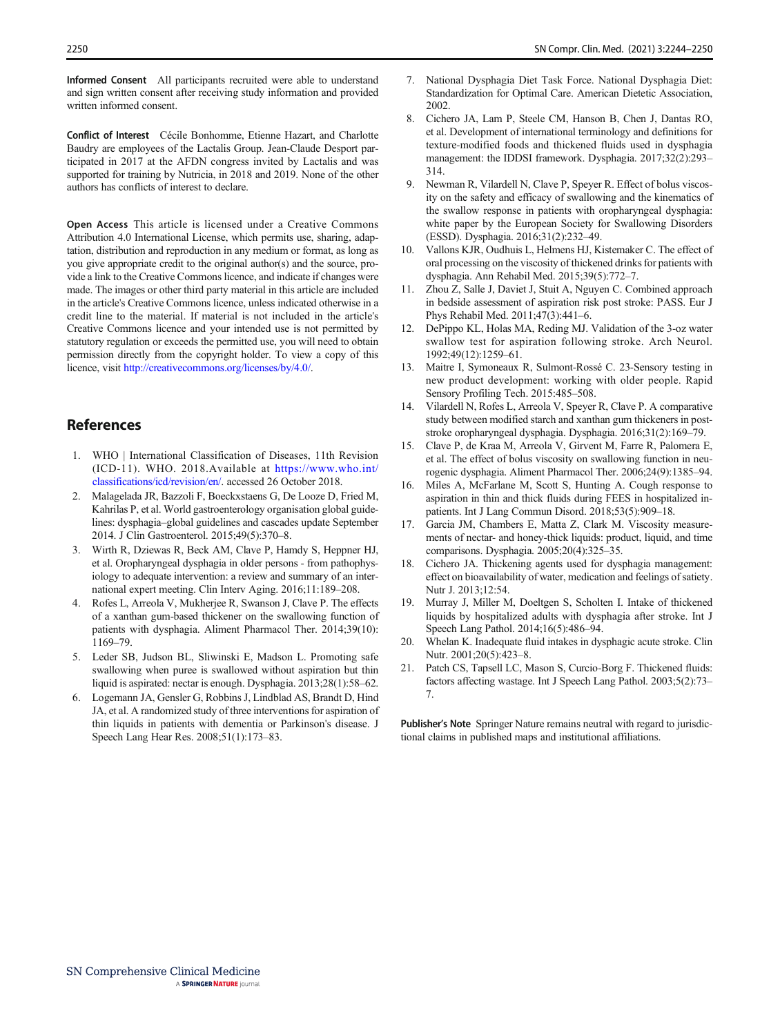**Informed Consent** All participants recruited were able to understand and sign written consent after receiving study information and provided written informed consent.

**Conflict of Interest** Cécile Bonhomme, Etienne Hazart, and Charlotte Baudry are employees of the Lactalis Group. Jean-Claude Desport participated in 2017 at the AFDN congress invited by Lactalis and was supported for training by Nutricia, in 2018 and 2019. None of the other authors has conflicts of interest to declare.

**Open Access** This article is licensed under a Creative Commons Attribution 4.0 International License, which permits use, sharing, adaptation, distribution and reproduction in any medium or format, as long as you give appropriate credit to the original author(s) and the source, provide a link to the Creative Commons licence, and indicate if changes were made. The images or other third party material in this article are included in the article's Creative Commons licence, unless indicated otherwise in a credit line to the material. If material is not included in the article's Creative Commons licence and your intended use is not permitted by statutory regulation or exceeds the permitted use, you will need to obtain permission directly from the copyright holder. To view a copy of this licence, visit http://creativecommons.org/licenses/by/4.0/.

## References

1. WHO | International Classification of Diseases, 11th Revision (ICD-11). WHO. 2018.Available at https://www.who.int/classifications/icd/revision/en/. accessed 26 October 2018.
2. Malagelada JR, Bazzoli F, Boeckxstaens G, De Looze D, Fried M, Kahrilas P, et al. World gastroenterology organisation global guidelines: dysphagia–global guidelines and cascades update September 2014. J Clin Gastroenterol. 2015;49(5):370–8.
3. Wirth R, Dziewas R, Beck AM, Clave P, Hamdy S, Heppner HJ, et al. Oropharyngeal dysphagia in older persons - from pathophysiology to adequate intervention: a review and summary of an international expert meeting. Clin Interv Aging. 2016;11:189–208.
4. Rofes L, Arreola V, Mukherjee R, Swanson J, Clave P. The effects of a xanthan gum-based thickener on the swallowing function of patients with dysphagia. Aliment Pharmacol Ther. 2014;39(10): 1169–79.
5. Leder SB, Judson BL, Sliwinski E, Madson L. Promoting safe swallowing when puree is swallowed without aspiration but thin liquid is aspirated: nectar is enough. Dysphagia. 2013;28(1):58–62.
6. Logemann JA, Gensler G, Robbins J, Lindblad AS, Brandt D, Hind JA, et al. A randomized study of three interventions for aspiration of thin liquids in patients with dementia or Parkinson's disease. J Speech Lang Hear Res. 2008;51(1):173–83.
7. National Dysphagia Diet Task Force. National Dysphagia Diet: Standardization for Optimal Care. American Dietetic Association, 2002.
8. Cichero JA, Lam P, Steele CM, Hanson B, Chen J, Dantas RO, et al. Development of international terminology and definitions for texture-modified foods and thickened fluids used in dysphagia management: the IDDSI framework. Dysphagia. 2017;32(2):293–314.
9. Newman R, Vilardell N, Clave P, Speyer R. Effect of bolus viscosity on the safety and efficacy of swallowing and the kinematics of the swallow response in patients with oropharyngeal dysphagia: white paper by the European Society for Swallowing Disorders (ESSD). Dysphagia. 2016;31(2):232–49.
10. Vallons KJR, Oudhuis L, Helmens HJ, Kistemaker C. The effect of oral processing on the viscosity of thickened drinks for patients with dysphagia. Ann Rehabil Med. 2015;39(5):772–7.
11. Zhou Z, Salle J, Daviet J, Stuit A, Nguyen C. Combined approach in bedside assessment of aspiration risk post stroke: PASS. Eur J Phys Rehabil Med. 2011;47(3):441–6.
12. DePippo KL, Holas MA, Reding MJ. Validation of the 3-oz water swallow test for aspiration following stroke. Arch Neurol. 1992;49(12):1259–61.
13. Maitre I, Symoneaux R, Sulmont-Rossé C. 23-Sensory testing in new product development: working with older people. Rapid Sensory Profiling Tech. 2015:485–508.
14. Vilardell N, Rofes L, Arreola V, Speyer R, Clave P. A comparative study between modified starch and xanthan gum thickeners in post-stroke oropharyngeal dysphagia. Dysphagia. 2016;31(2):169–79.
15. Clave P, de Kraa M, Arreola V, Girvent M, Farre R, Palomera E, et al. The effect of bolus viscosity on swallowing function in neurogenic dysphagia. Aliment Pharmacol Ther. 2006;24(9):1385–94.
16. Miles A, McFarlane M, Scott S, Hunting A. Cough response to aspiration in thin and thick fluids during FEES in hospitalized inpatients. Int J Lang Commun Disord. 2018;53(5):909–18.
17. Garcia JM, Chambers E, Matta Z, Clark M. Viscosity measurements of nectar- and honey-thick liquids: product, liquid, and time comparisons. Dysphagia. 2005;20(4):325–35.
18. Cichero JA. Thickening agents used for dysphagia management: effect on bioavailability of water, medication and feelings of satiety. Nutr J. 2013;12:54.
19. Murray J, Miller M, Doeltgen S, Scholten I. Intake of thickened liquids by hospitalized adults with dysphagia after stroke. Int J Speech Lang Pathol. 2014;16(5):486–94.
20. Whelan K. Inadequate fluid intakes in dysphagic acute stroke. Clin Nutr. 2001;20(5):423–8.
21. Patch CS, Tapsell LC, Mason S, Curcio-Borg F. Thickened fluids: factors affecting wastage. Int J Speech Lang Pathol. 2003;5(2):73–7.

**Publisher's Note** Springer Nature remains neutral with regard to jurisdictional claims in published maps and institutional affiliations.